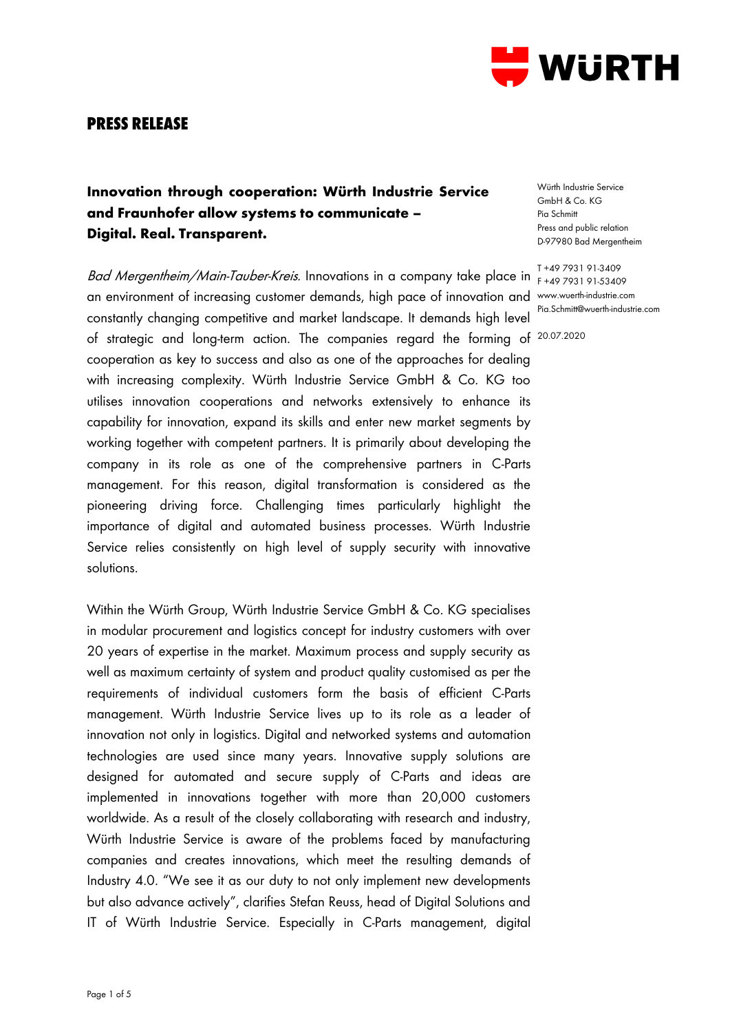# PRESS RELEASE

## Innovation through cooperation: Würth Industrie Service and Fraunhofer allow systems to communicate – Digital. Real. Transparent.

Würth Industrie Service
GmbH & Co. KG
Pia Schmitt
Press and public relation
D-97980 Bad Mergentheim

T +49 7931 91-3409
F +49 7931 91-53409
www.wuerth-industrie.com
Pia.Schmitt@wuerth-industrie.com

20.07.2020

*Bad Mergentheim/Main-Tauber-Kreis.* Innovations in a company take place in an environment of increasing customer demands, high pace of innovation and constantly changing competitive and market landscape. It demands high level of strategic and long-term action. The companies regard the forming of cooperation as key to success and also as one of the approaches for dealing with increasing complexity. Würth Industrie Service GmbH & Co. KG too utilises innovation cooperations and networks extensively to enhance its capability for innovation, expand its skills and enter new market segments by working together with competent partners. It is primarily about developing the company in its role as one of the comprehensive partners in C-Parts management. For this reason, digital transformation is considered as the pioneering driving force. Challenging times particularly highlight the importance of digital and automated business processes. Würth Industrie Service relies consistently on high level of supply security with innovative solutions.

Within the Würth Group, Würth Industrie Service GmbH & Co. KG specialises in modular procurement and logistics concept for industry customers with over 20 years of expertise in the market. Maximum process and supply security as well as maximum certainty of system and product quality customised as per the requirements of individual customers form the basis of efficient C-Parts management. Würth Industrie Service lives up to its role as a leader of innovation not only in logistics. Digital and networked systems and automation technologies are used since many years. Innovative supply solutions are designed for automated and secure supply of C-Parts and ideas are implemented in innovations together with more than 20,000 customers worldwide. As a result of the closely collaborating with research and industry, Würth Industrie Service is aware of the problems faced by manufacturing companies and creates innovations, which meet the resulting demands of Industry 4.0. “We see it as our duty to not only implement new developments but also advance actively”, clarifies Stefan Reuss, head of Digital Solutions and IT of Würth Industrie Service. Especially in C-Parts management, digital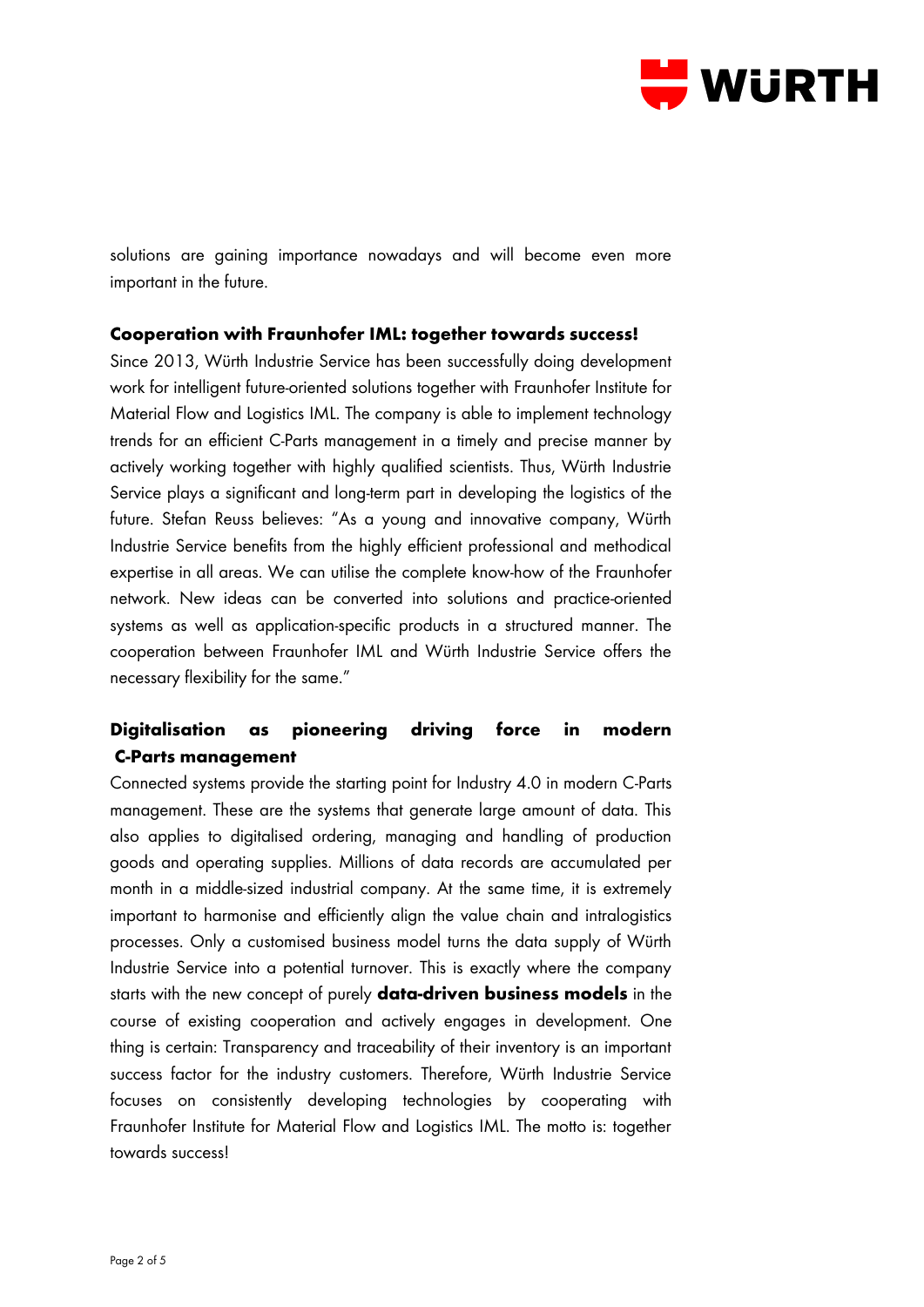solutions are gaining importance nowadays and will become even more important in the future.

**Cooperation with Fraunhofer IML: together towards success!**

Since 2013, Würth Industrie Service has been successfully doing development work for intelligent future-oriented solutions together with Fraunhofer Institute for Material Flow and Logistics IML. The company is able to implement technology trends for an efficient C-Parts management in a timely and precise manner by actively working together with highly qualified scientists. Thus, Würth Industrie Service plays a significant and long-term part in developing the logistics of the future. Stefan Reuss believes: "As a young and innovative company, Würth Industrie Service benefits from the highly efficient professional and methodical expertise in all areas. We can utilise the complete know-how of the Fraunhofer network. New ideas can be converted into solutions and practice-oriented systems as well as application-specific products in a structured manner. The cooperation between Fraunhofer IML and Würth Industrie Service offers the necessary flexibility for the same."

**Digitalisation as pioneering driving force in modern C-Parts management**

Connected systems provide the starting point for Industry 4.0 in modern C-Parts management. These are the systems that generate large amount of data. This also applies to digitalised ordering, managing and handling of production goods and operating supplies. Millions of data records are accumulated per month in a middle-sized industrial company. At the same time, it is extremely important to harmonise and efficiently align the value chain and intralogistics processes. Only a customised business model turns the data supply of Würth Industrie Service into a potential turnover. This is exactly where the company starts with the new concept of purely **data-driven business models** in the course of existing cooperation and actively engages in development. One thing is certain: Transparency and traceability of their inventory is an important success factor for the industry customers. Therefore, Würth Industrie Service focuses on consistently developing technologies by cooperating with Fraunhofer Institute for Material Flow and Logistics IML. The motto is: together towards success!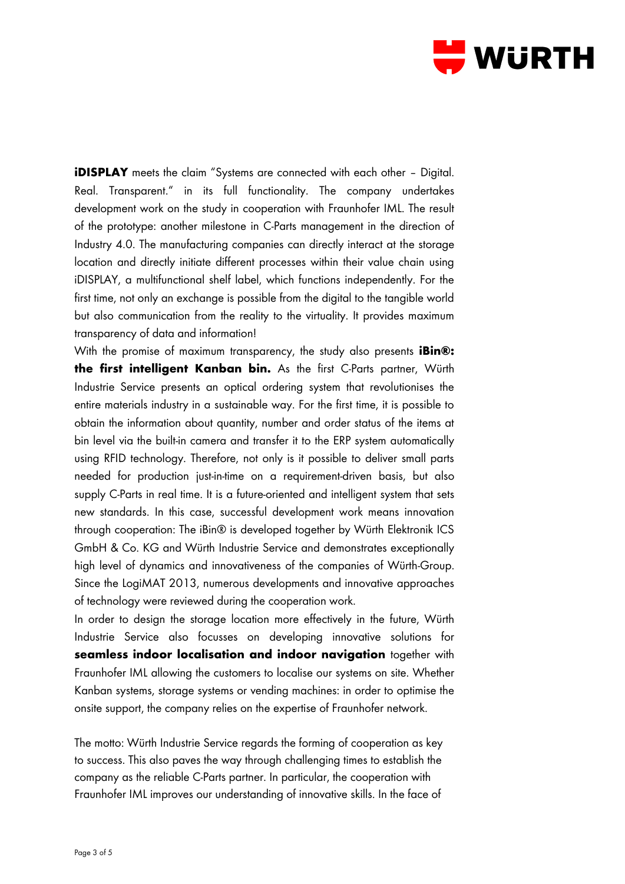**iDISPLAY** meets the claim "Systems are connected with each other – Digital. Real. Transparent." in its full functionality. The company undertakes development work on the study in cooperation with Fraunhofer IML. The result of the prototype: another milestone in C-Parts management in the direction of Industry 4.0. The manufacturing companies can directly interact at the storage location and directly initiate different processes within their value chain using iDISPLAY, a multifunctional shelf label, which functions independently. For the first time, not only an exchange is possible from the digital to the tangible world but also communication from the reality to the virtuality. It provides maximum transparency of data and information!

With the promise of maximum transparency, the study also presents **iBin®: the first intelligent Kanban bin.** As the first C-Parts partner, Würth Industrie Service presents an optical ordering system that revolutionises the entire materials industry in a sustainable way. For the first time, it is possible to obtain the information about quantity, number and order status of the items at bin level via the built-in camera and transfer it to the ERP system automatically using RFID technology. Therefore, not only is it possible to deliver small parts needed for production just-in-time on a requirement-driven basis, but also supply C-Parts in real time. It is a future-oriented and intelligent system that sets new standards. In this case, successful development work means innovation through cooperation: The iBin® is developed together by Würth Elektronik ICS GmbH & Co. KG and Würth Industrie Service and demonstrates exceptionally high level of dynamics and innovativeness of the companies of Würth-Group. Since the LogiMAT 2013, numerous developments and innovative approaches of technology were reviewed during the cooperation work.

In order to design the storage location more effectively in the future, Würth Industrie Service also focusses on developing innovative solutions for **seamless indoor localisation and indoor navigation** together with Fraunhofer IML allowing the customers to localise our systems on site. Whether Kanban systems, storage systems or vending machines: in order to optimise the onsite support, the company relies on the expertise of Fraunhofer network.

The motto: Würth Industrie Service regards the forming of cooperation as key to success. This also paves the way through challenging times to establish the company as the reliable C-Parts partner. In particular, the cooperation with Fraunhofer IML improves our understanding of innovative skills. In the face of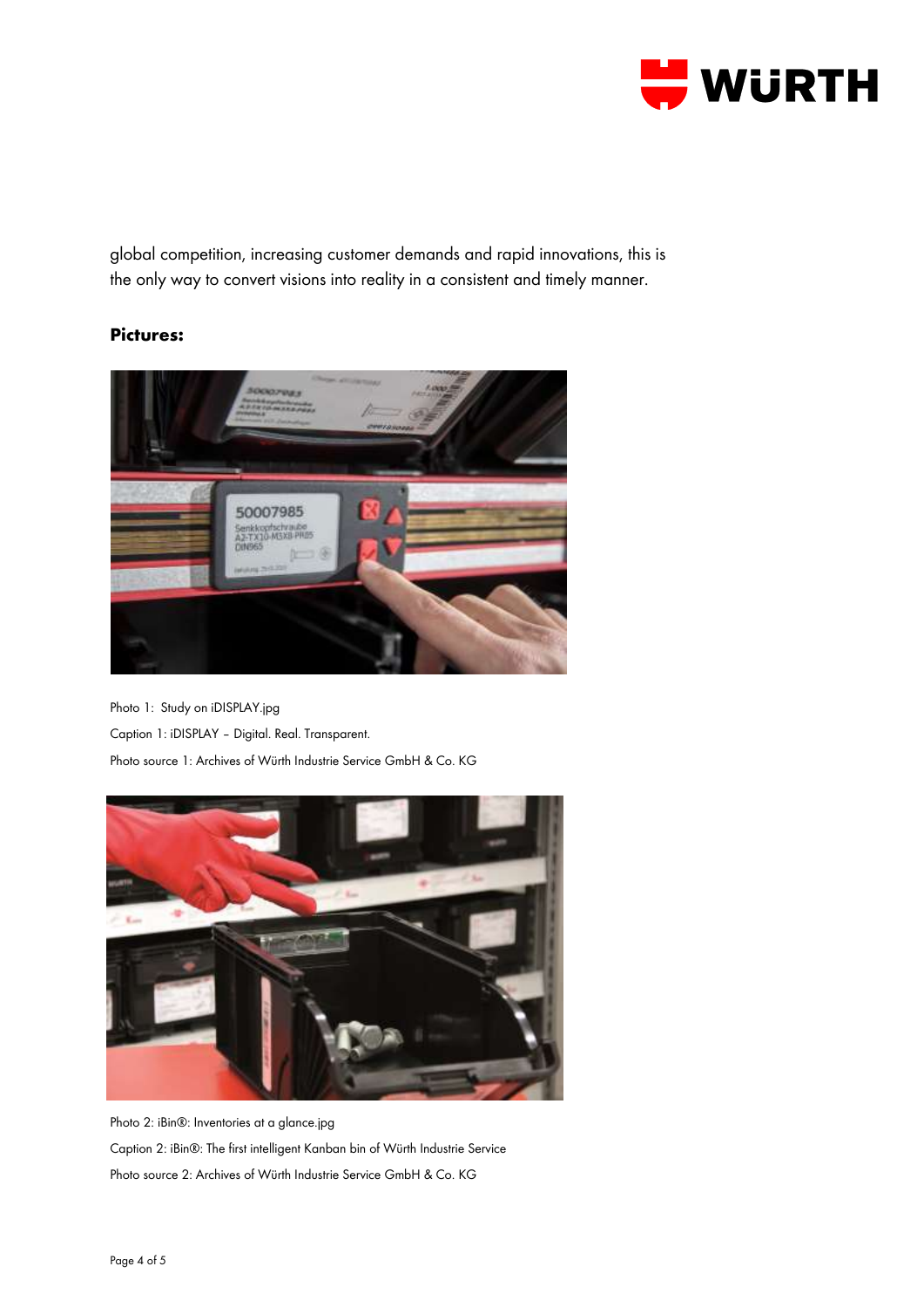global competition, increasing customer demands and rapid innovations, this is the only way to convert visions into reality in a consistent and timely manner.

**Pictures:**

Photo 1: Study on iDISPLAY.jpg

Caption 1: iDISPLAY – Digital. Real. Transparent.

Photo source 1: Archives of Würth Industrie Service GmbH & Co. KG

Photo 2: iBin®: Inventories at a glance.jpg

Caption 2: iBin®: The first intelligent Kanban bin of Würth Industrie Service

Photo source 2: Archives of Würth Industrie Service GmbH & Co. KG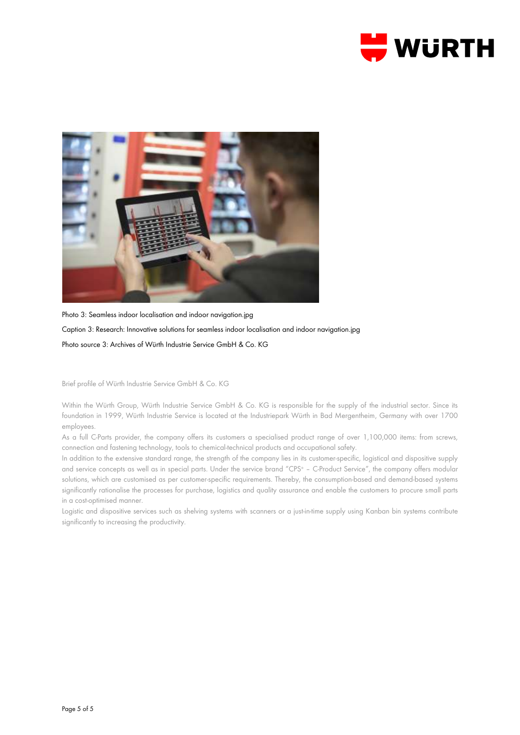Photo 3: Seamless indoor localisation and indoor navigation.jpg

Caption 3: Research: Innovative solutions for seamless indoor localisation and indoor navigation.jpg

Photo source 3: Archives of Würth Industrie Service GmbH & Co. KG

Brief profile of Würth Industrie Service GmbH & Co. KG

Within the Würth Group, Würth Industrie Service GmbH & Co. KG is responsible for the supply of the industrial sector. Since its foundation in 1999, Würth Industrie Service is located at the Industriepark Würth in Bad Mergentheim, Germany with over 1700 employees.

As a full C-Parts provider, the company offers its customers a specialised product range of over 1,100,000 items: from screws, connection and fastening technology, tools to chemical-technical products and occupational safety.

In addition to the extensive standard range, the strength of the company lies in its customer-specific, logistical and dispositive supply and service concepts as well as in special parts. Under the service brand "CPS® – C-Product Service", the company offers modular solutions, which are customised as per customer-specific requirements. Thereby, the consumption-based and demand-based systems significantly rationalise the processes for purchase, logistics and quality assurance and enable the customers to procure small parts in a cost-optimised manner.

Logistic and dispositive services such as shelving systems with scanners or a just-in-time supply using Kanban bin systems contribute significantly to increasing the productivity.